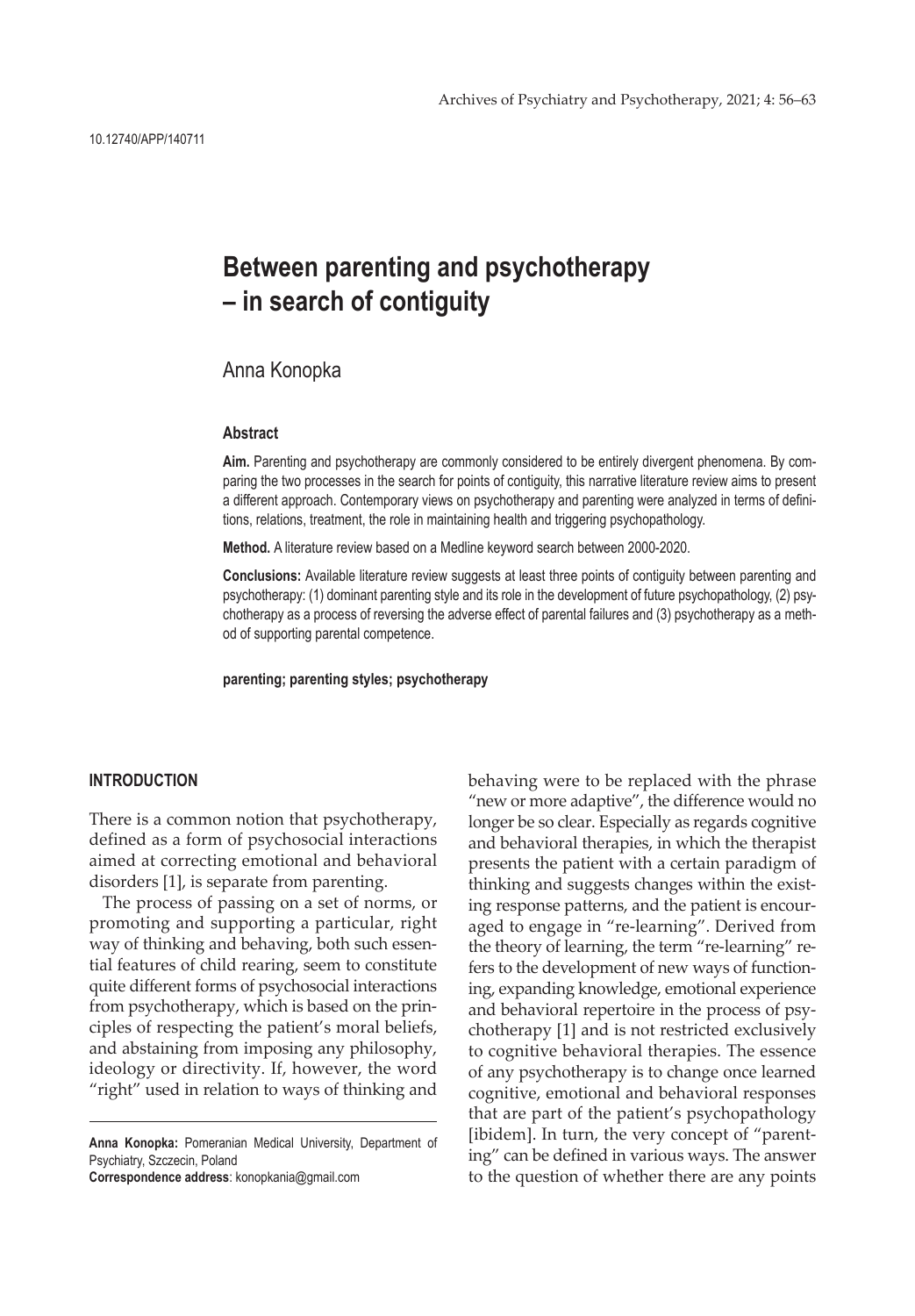10.12740/APP/140711

# Between parenting and psychotherapy – in search of contiguity

Anna Konopka

### Abstract

**Aim.** Parenting and psychotherapy are commonly considered to be entirely divergent phenomena. By comparing the two processes in the search for points of contiguity, this narrative literature review aims to present a different approach. Contemporary views on psychotherapy and parenting were analyzed in terms of definitions, relations, treatment, the role in maintaining health and triggering psychopathology.

**Method.** A literature review based on a Medline keyword search between 2000-2020.

**Conclusions:** Available literature review suggests at least three points of contiguity between parenting and psychotherapy: (1) dominant parenting style and its role in the development of future psychopathology, (2) psychotherapy as a process of reversing the adverse effect of parental failures and (3) psychotherapy as a method of supporting parental competence.

**parenting; parenting styles; psychotherapy**

## INTRODUCTION

There is a common notion that psychotherapy, defined as a form of psychosocial interactions aimed at correcting emotional and behavioral disorders [1], is separate from parenting.

The process of passing on a set of norms, or promoting and supporting a particular, right way of thinking and behaving, both such essential features of child rearing, seem to constitute quite different forms of psychosocial interactions from psychotherapy, which is based on the principles of respecting the patient's moral beliefs, and abstaining from imposing any philosophy, ideology or directivity. If, however, the word "right" used in relation to ways of thinking and behaving were to be replaced with the phrase "new or more adaptive", the difference would no longer be so clear. Especially as regards cognitive and behavioral therapies, in which the therapist presents the patient with a certain paradigm of thinking and suggests changes within the existing response patterns, and the patient is encouraged to engage in "re-learning". Derived from the theory of learning, the term "re-learning" refers to the development of new ways of functioning, expanding knowledge, emotional experience and behavioral repertoire in the process of psychotherapy [1] and is not restricted exclusively to cognitive behavioral therapies. The essence of any psychotherapy is to change once learned cognitive, emotional and behavioral responses that are part of the patient's psychopathology [ibidem]. In turn, the very concept of "parenting" can be defined in various ways. The answer to the question of whether there are any points

---

**Anna Konopka:** Pomeranian Medical University, Department of Psychiatry, Szczecin, Poland

**Correspondence address**: konopkania@gmail.com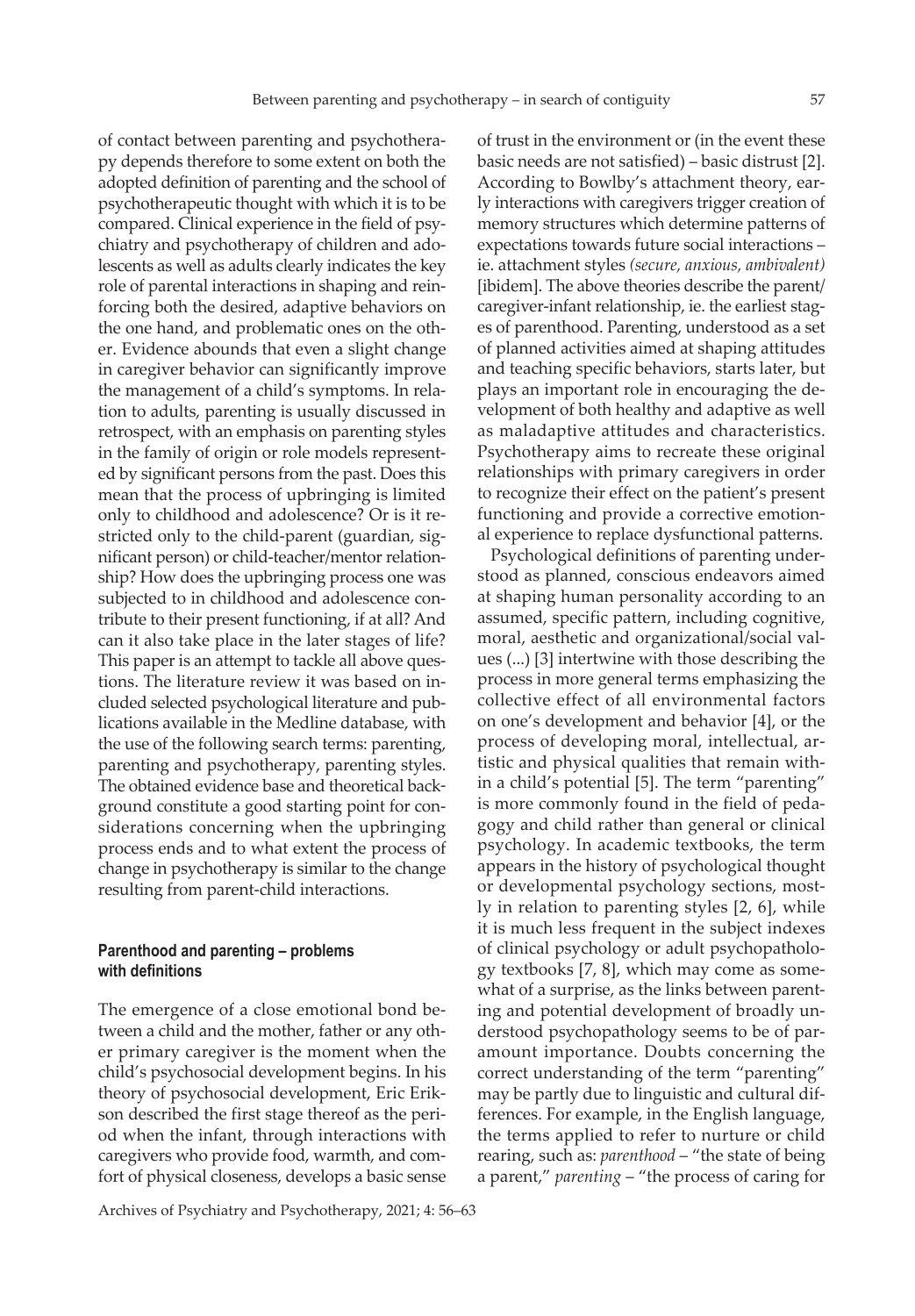of contact between parenting and psychotherapy depends therefore to some extent on both the adopted definition of parenting and the school of psychotherapeutic thought with which it is to be compared. Clinical experience in the field of psychiatry and psychotherapy of children and adolescents as well as adults clearly indicates the key role of parental interactions in shaping and reinforcing both the desired, adaptive behaviors on the one hand, and problematic ones on the other. Evidence abounds that even a slight change in caregiver behavior can significantly improve the management of a child's symptoms. In relation to adults, parenting is usually discussed in retrospect, with an emphasis on parenting styles in the family of origin or role models represented by significant persons from the past. Does this mean that the process of upbringing is limited only to childhood and adolescence? Or is it restricted only to the child-parent (guardian, significant person) or child-teacher/mentor relationship? How does the upbringing process one was subjected to in childhood and adolescence contribute to their present functioning, if at all? And can it also take place in the later stages of life? This paper is an attempt to tackle all above questions. The literature review it was based on included selected psychological literature and publications available in the Medline database, with the use of the following search terms: parenting, parenting and psychotherapy, parenting styles. The obtained evidence base and theoretical background constitute a good starting point for considerations concerning when the upbringing process ends and to what extent the process of change in psychotherapy is similar to the change resulting from parent-child interactions.

## Parenthood and parenting – problems with definitions

The emergence of a close emotional bond between a child and the mother, father or any other primary caregiver is the moment when the child's psychosocial development begins. In his theory of psychosocial development, Eric Erikson described the first stage thereof as the period when the infant, through interactions with caregivers who provide food, warmth, and comfort of physical closeness, develops a basic sense of trust in the environment or (in the event these basic needs are not satisfied) – basic distrust [2]. According to Bowlby's attachment theory, early interactions with caregivers trigger creation of memory structures which determine patterns of expectations towards future social interactions – ie. attachment styles *(secure, anxious, ambivalent)* [ibidem]. The above theories describe the parent/caregiver-infant relationship, ie. the earliest stages of parenthood. Parenting, understood as a set of planned activities aimed at shaping attitudes and teaching specific behaviors, starts later, but plays an important role in encouraging the development of both healthy and adaptive as well as maladaptive attitudes and characteristics. Psychotherapy aims to recreate these original relationships with primary caregivers in order to recognize their effect on the patient's present functioning and provide a corrective emotional experience to replace dysfunctional patterns.

Psychological definitions of parenting understood as planned, conscious endeavors aimed at shaping human personality according to an assumed, specific pattern, including cognitive, moral, aesthetic and organizational/social values (...) [3] intertwine with those describing the process in more general terms emphasizing the collective effect of all environmental factors on one's development and behavior [4], or the process of developing moral, intellectual, artistic and physical qualities that remain within a child's potential [5]. The term "parenting" is more commonly found in the field of pedagogy and child rather than general or clinical psychology. In academic textbooks, the term appears in the history of psychological thought or developmental psychology sections, mostly in relation to parenting styles [2, 6], while it is much less frequent in the subject indexes of clinical psychology or adult psychopathology textbooks [7, 8], which may come as somewhat of a surprise, as the links between parenting and potential development of broadly understood psychopathology seems to be of paramount importance. Doubts concerning the correct understanding of the term "parenting" may be partly due to linguistic and cultural differences. For example, in the English language, the terms applied to refer to nurture or child rearing, such as: *parenthood* – "the state of being a parent," *parenting* – "the process of caring for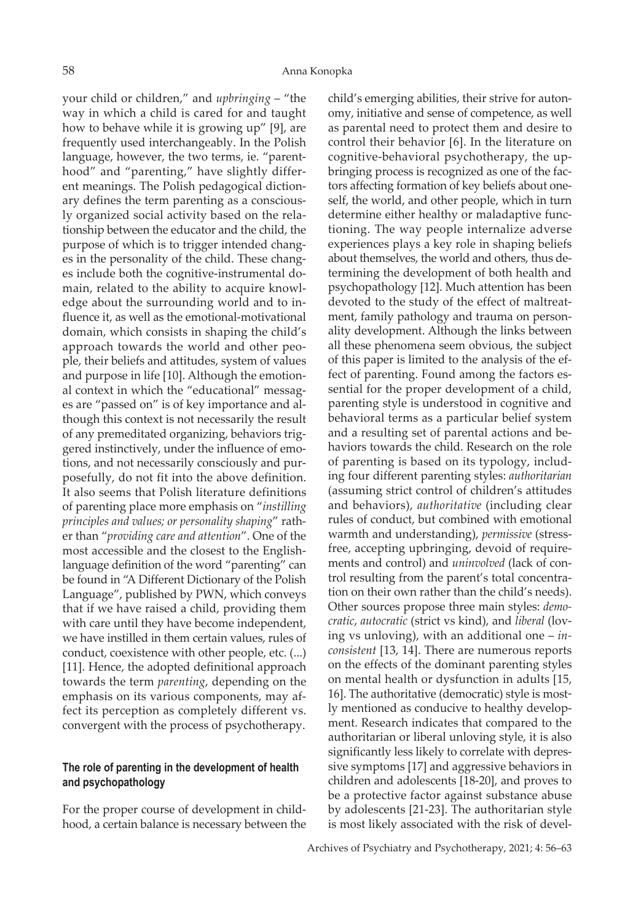your child or children," and *upbringing* – "the way in which a child is cared for and taught how to behave while it is growing up" [9], are frequently used interchangeably. In the Polish language, however, the two terms, ie. "parenthood" and "parenting," have slightly different meanings. The Polish pedagogical dictionary defines the term parenting as a consciously organized social activity based on the relationship between the educator and the child, the purpose of which is to trigger intended changes in the personality of the child. These changes include both the cognitive-instrumental domain, related to the ability to acquire knowledge about the surrounding world and to influence it, as well as the emotional-motivational domain, which consists in shaping the child's approach towards the world and other people, their beliefs and attitudes, system of values and purpose in life [10]. Although the emotional context in which the "educational" messages are "passed on" is of key importance and although this context is not necessarily the result of any premeditated organizing, behaviors triggered instinctively, under the influence of emotions, and not necessarily consciously and purposefully, do not fit into the above definition. It also seems that Polish literature definitions of parenting place more emphasis on "*instilling principles and values; or personality shaping*" rather than "*providing care and attention*". One of the most accessible and the closest to the English-language definition of the word "parenting" can be found in "A Different Dictionary of the Polish Language", published by PWN, which conveys that if we have raised a child, providing them with care until they have become independent, we have instilled in them certain values, rules of conduct, coexistence with other people, etc. (...) [11]. Hence, the adopted definitional approach towards the term *parenting*, depending on the emphasis on its various components, may affect its perception as completely different vs. convergent with the process of psychotherapy.

## The role of parenting in the development of health and psychopathology

For the proper course of development in childhood, a certain balance is necessary between the child's emerging abilities, their strive for autonomy, initiative and sense of competence, as well as parental need to protect them and desire to control their behavior [6]. In the literature on cognitive-behavioral psychotherapy, the upbringing process is recognized as one of the factors affecting formation of key beliefs about oneself, the world, and other people, which in turn determine either healthy or maladaptive functioning. The way people internalize adverse experiences plays a key role in shaping beliefs about themselves, the world and others, thus determining the development of both health and psychopathology [12]. Much attention has been devoted to the study of the effect of maltreatment, family pathology and trauma on personality development. Although the links between all these phenomena seem obvious, the subject of this paper is limited to the analysis of the effect of parenting. Found among the factors essential for the proper development of a child, parenting style is understood in cognitive and behavioral terms as a particular belief system and a resulting set of parental actions and behaviors towards the child. Research on the role of parenting is based on its typology, including four different parenting styles: *authoritarian* (assuming strict control of children's attitudes and behaviors), *authoritative* (including clear rules of conduct, but combined with emotional warmth and understanding), *permissive* (stress-free, accepting upbringing, devoid of requirements and control) and *uninvolved* (lack of control resulting from the parent's total concentration on their own rather than the child's needs). Other sources propose three main styles: *democratic*, *autocratic* (strict vs kind), and *liberal* (loving vs unloving), with an additional one – *inconsistent* [13, 14]. There are numerous reports on the effects of the dominant parenting styles on mental health or dysfunction in adults [15, 16]. The authoritative (democratic) style is mostly mentioned as conducive to healthy development. Research indicates that compared to the authoritarian or liberal unloving style, it is also significantly less likely to correlate with depressive symptoms [17] and aggressive behaviors in children and adolescents [18-20], and proves to be a protective factor against substance abuse by adolescents [21-23]. The authoritarian style is most likely associated with the risk of devel-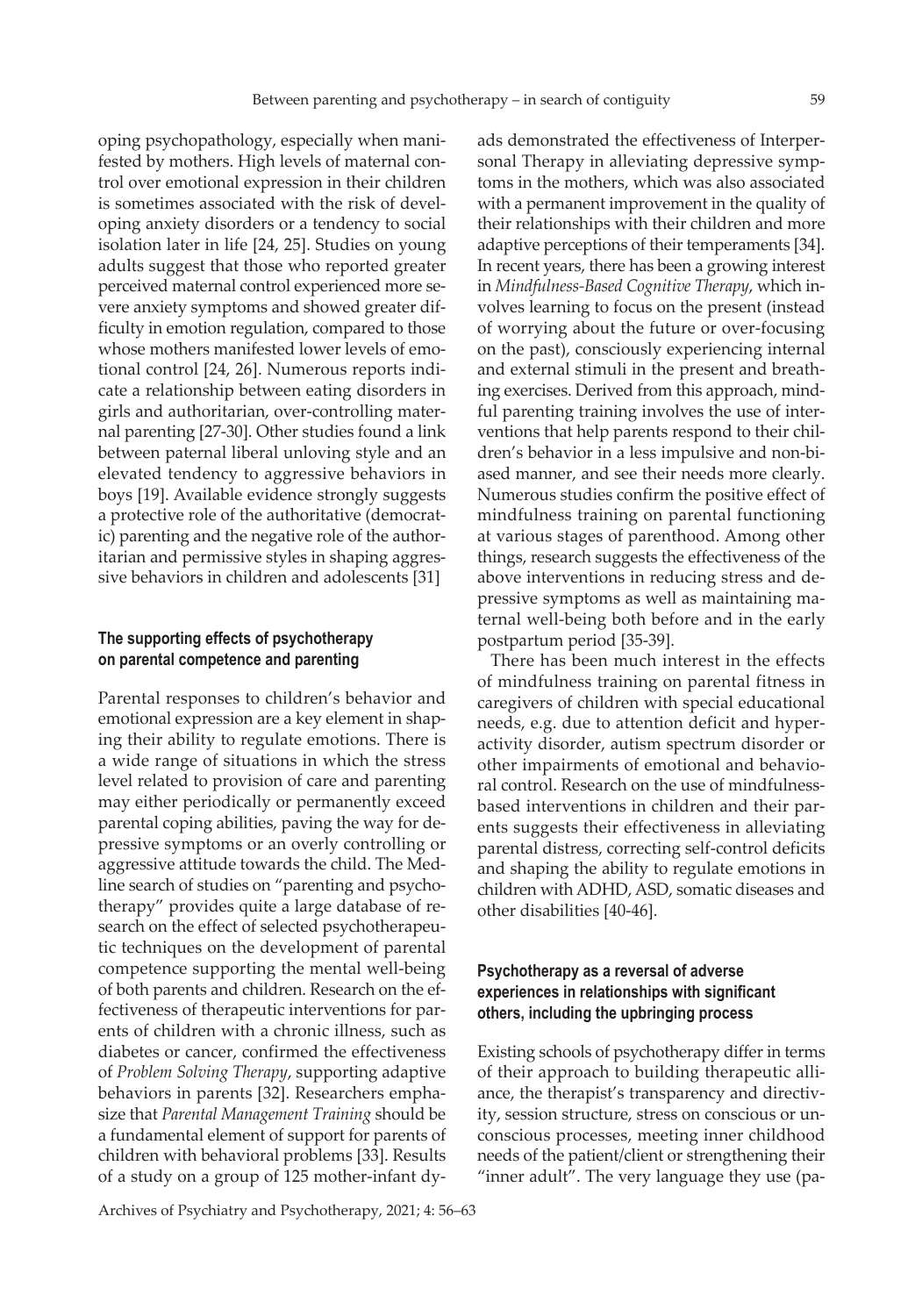oping psychopathology, especially when manifested by mothers. High levels of maternal control over emotional expression in their children is sometimes associated with the risk of developing anxiety disorders or a tendency to social isolation later in life [24, 25]. Studies on young adults suggest that those who reported greater perceived maternal control experienced more severe anxiety symptoms and showed greater difficulty in emotion regulation, compared to those whose mothers manifested lower levels of emotional control [24, 26]. Numerous reports indicate a relationship between eating disorders in girls and authoritarian, over-controlling maternal parenting [27-30]. Other studies found a link between paternal liberal unloving style and an elevated tendency to aggressive behaviors in boys [19]. Available evidence strongly suggests a protective role of the authoritative (democratic) parenting and the negative role of the authoritarian and permissive styles in shaping aggressive behaviors in children and adolescents [31]

### The supporting effects of psychotherapy on parental competence and parenting

Parental responses to children's behavior and emotional expression are a key element in shaping their ability to regulate emotions. There is a wide range of situations in which the stress level related to provision of care and parenting may either periodically or permanently exceed parental coping abilities, paving the way for depressive symptoms or an overly controlling or aggressive attitude towards the child. The Medline search of studies on "parenting and psychotherapy" provides quite a large database of research on the effect of selected psychotherapeutic techniques on the development of parental competence supporting the mental well-being of both parents and children. Research on the effectiveness of therapeutic interventions for parents of children with a chronic illness, such as diabetes or cancer, confirmed the effectiveness of *Problem Solving Therapy*, supporting adaptive behaviors in parents [32]. Researchers emphasize that *Parental Management Training* should be a fundamental element of support for parents of children with behavioral problems [33]. Results of a study on a group of 125 mother-infant dyads demonstrated the effectiveness of Interpersonal Therapy in alleviating depressive symptoms in the mothers, which was also associated with a permanent improvement in the quality of their relationships with their children and more adaptive perceptions of their temperaments [34]. In recent years, there has been a growing interest in *Mindfulness-Based Cognitive Therapy*, which involves learning to focus on the present (instead of worrying about the future or over-focusing on the past), consciously experiencing internal and external stimuli in the present and breathing exercises. Derived from this approach, mindful parenting training involves the use of interventions that help parents respond to their children's behavior in a less impulsive and non-biased manner, and see their needs more clearly. Numerous studies confirm the positive effect of mindfulness training on parental functioning at various stages of parenthood. Among other things, research suggests the effectiveness of the above interventions in reducing stress and depressive symptoms as well as maintaining maternal well-being both before and in the early postpartum period [35-39].

There has been much interest in the effects of mindfulness training on parental fitness in caregivers of children with special educational needs, e.g. due to attention deficit and hyperactivity disorder, autism spectrum disorder or other impairments of emotional and behavioral control. Research on the use of mindfulness-based interventions in children and their parents suggests their effectiveness in alleviating parental distress, correcting self-control deficits and shaping the ability to regulate emotions in children with ADHD, ASD, somatic diseases and other disabilities [40-46].

### Psychotherapy as a reversal of adverse experiences in relationships with significant others, including the upbringing process

Existing schools of psychotherapy differ in terms of their approach to building therapeutic alliance, the therapist's transparency and directivity, session structure, stress on conscious or unconscious processes, meeting inner childhood needs of the patient/client or strengthening their "inner adult". The very language they use (pa-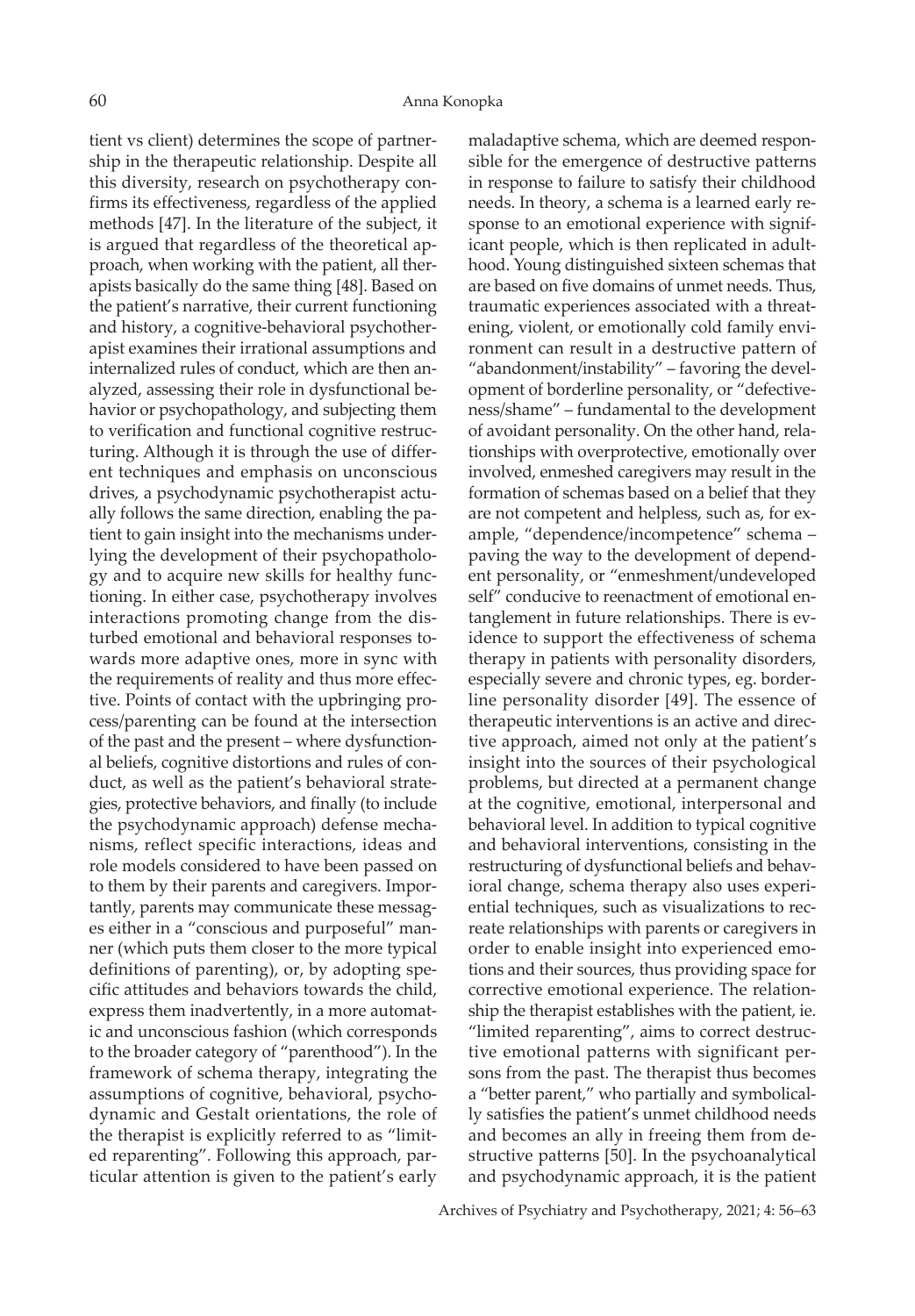tient vs client) determines the scope of partnership in the therapeutic relationship. Despite all this diversity, research on psychotherapy confirms its effectiveness, regardless of the applied methods [47]. In the literature of the subject, it is argued that regardless of the theoretical approach, when working with the patient, all therapists basically do the same thing [48]. Based on the patient's narrative, their current functioning and history, a cognitive-behavioral psychotherapist examines their irrational assumptions and internalized rules of conduct, which are then analyzed, assessing their role in dysfunctional behavior or psychopathology, and subjecting them to verification and functional cognitive restructuring. Although it is through the use of different techniques and emphasis on unconscious drives, a psychodynamic psychotherapist actually follows the same direction, enabling the patient to gain insight into the mechanisms underlying the development of their psychopathology and to acquire new skills for healthy functioning. In either case, psychotherapy involves interactions promoting change from the disturbed emotional and behavioral responses towards more adaptive ones, more in sync with the requirements of reality and thus more effective. Points of contact with the upbringing process/parenting can be found at the intersection of the past and the present – where dysfunctional beliefs, cognitive distortions and rules of conduct, as well as the patient's behavioral strategies, protective behaviors, and finally (to include the psychodynamic approach) defense mechanisms, reflect specific interactions, ideas and role models considered to have been passed on to them by their parents and caregivers. Importantly, parents may communicate these messages either in a "conscious and purposeful" manner (which puts them closer to the more typical definitions of parenting), or, by adopting specific attitudes and behaviors towards the child, express them inadvertently, in a more automatic and unconscious fashion (which corresponds to the broader category of "parenthood"). In the framework of schema therapy, integrating the assumptions of cognitive, behavioral, psychodynamic and Gestalt orientations, the role of the therapist is explicitly referred to as "limited reparenting". Following this approach, particular attention is given to the patient's early maladaptive schema, which are deemed responsible for the emergence of destructive patterns in response to failure to satisfy their childhood needs. In theory, a schema is a learned early response to an emotional experience with significant people, which is then replicated in adulthood. Young distinguished sixteen schemas that are based on five domains of unmet needs. Thus, traumatic experiences associated with a threatening, violent, or emotionally cold family environment can result in a destructive pattern of "abandonment/instability" – favoring the development of borderline personality, or "defectiveness/shame" – fundamental to the development of avoidant personality. On the other hand, relationships with overprotective, emotionally over involved, enmeshed caregivers may result in the formation of schemas based on a belief that they are not competent and helpless, such as, for example, "dependence/incompetence" schema – paving the way to the development of dependent personality, or "enmeshment/undeveloped self" conducive to reenactment of emotional entanglement in future relationships. There is evidence to support the effectiveness of schema therapy in patients with personality disorders, especially severe and chronic types, eg. borderline personality disorder [49]. The essence of therapeutic interventions is an active and directive approach, aimed not only at the patient's insight into the sources of their psychological problems, but directed at a permanent change at the cognitive, emotional, interpersonal and behavioral level. In addition to typical cognitive and behavioral interventions, consisting in the restructuring of dysfunctional beliefs and behavioral change, schema therapy also uses experiential techniques, such as visualizations to recreate relationships with parents or caregivers in order to enable insight into experienced emotions and their sources, thus providing space for corrective emotional experience. The relationship the therapist establishes with the patient, ie. "limited reparenting", aims to correct destructive emotional patterns with significant persons from the past. The therapist thus becomes a "better parent," who partially and symbolically satisfies the patient's unmet childhood needs and becomes an ally in freeing them from destructive patterns [50]. In the psychoanalytical and psychodynamic approach, it is the patient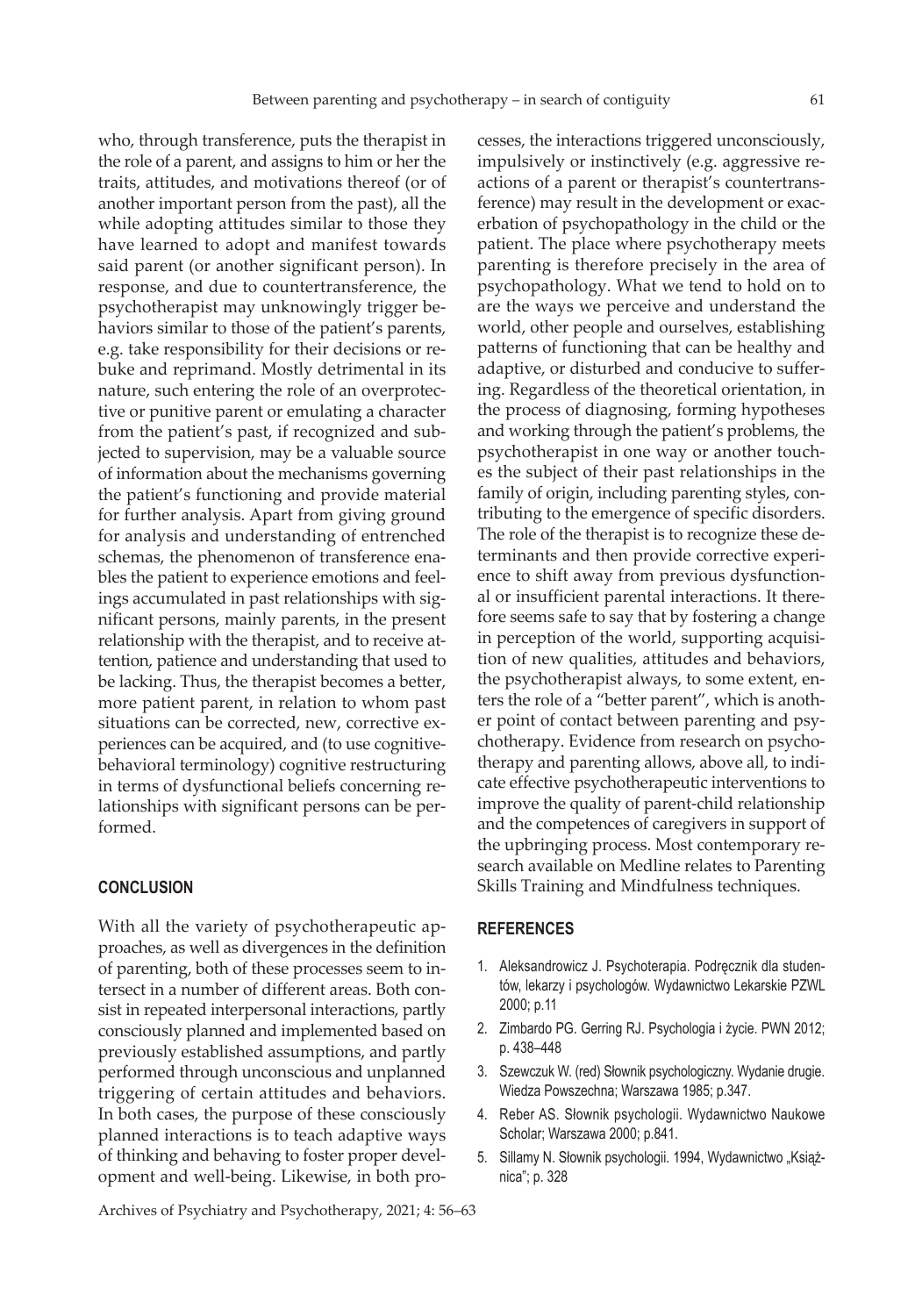who, through transference, puts the therapist in the role of a parent, and assigns to him or her the traits, attitudes, and motivations thereof (or of another important person from the past), all the while adopting attitudes similar to those they have learned to adopt and manifest towards said parent (or another significant person). In response, and due to countertransference, the psychotherapist may unknowingly trigger behaviors similar to those of the patient's parents, e.g. take responsibility for their decisions or rebuke and reprimand. Mostly detrimental in its nature, such entering the role of an overprotective or punitive parent or emulating a character from the patient's past, if recognized and subjected to supervision, may be a valuable source of information about the mechanisms governing the patient's functioning and provide material for further analysis. Apart from giving ground for analysis and understanding of entrenched schemas, the phenomenon of transference enables the patient to experience emotions and feelings accumulated in past relationships with significant persons, mainly parents, in the present relationship with the therapist, and to receive attention, patience and understanding that used to be lacking. Thus, the therapist becomes a better, more patient parent, in relation to whom past situations can be corrected, new, corrective experiences can be acquired, and (to use cognitive-behavioral terminology) cognitive restructuring in terms of dysfunctional beliefs concerning relationships with significant persons can be performed.

## CONCLUSION

With all the variety of psychotherapeutic approaches, as well as divergences in the definition of parenting, both of these processes seem to intersect in a number of different areas. Both consist in repeated interpersonal interactions, partly consciously planned and implemented based on previously established assumptions, and partly performed through unconscious and unplanned triggering of certain attitudes and behaviors. In both cases, the purpose of these consciously planned interactions is to teach adaptive ways of thinking and behaving to foster proper development and well-being. Likewise, in both processes, the interactions triggered unconsciously, impulsively or instinctively (e.g. aggressive reactions of a parent or therapist's countertransference) may result in the development or exacerbation of psychopathology in the child or the patient. The place where psychotherapy meets parenting is therefore precisely in the area of psychopathology. What we tend to hold on to are the ways we perceive and understand the world, other people and ourselves, establishing patterns of functioning that can be healthy and adaptive, or disturbed and conducive to suffering. Regardless of the theoretical orientation, in the process of diagnosing, forming hypotheses and working through the patient's problems, the psychotherapist in one way or another touches the subject of their past relationships in the family of origin, including parenting styles, contributing to the emergence of specific disorders. The role of the therapist is to recognize these determinants and then provide corrective experience to shift away from previous dysfunctional or insufficient parental interactions. It therefore seems safe to say that by fostering a change in perception of the world, supporting acquisition of new qualities, attitudes and behaviors, the psychotherapist always, to some extent, enters the role of a "better parent", which is another point of contact between parenting and psychotherapy. Evidence from research on psychotherapy and parenting allows, above all, to indicate effective psychotherapeutic interventions to improve the quality of parent-child relationship and the competences of caregivers in support of the upbringing process. Most contemporary research available on Medline relates to Parenting Skills Training and Mindfulness techniques.

## REFERENCES

1. Aleksandrowicz J. Psychoterapia. Podręcznik dla studentów, lekarzy i psychologów. Wydawnictwo Lekarskie PZWL 2000; p.11
2. Zimbardo PG. Gerring RJ. Psychologia i życie. PWN 2012; p. 438–448
3. Szewczuk W. (red) Słownik psychologiczny. Wydanie drugie. Wiedza Powszechna; Warszawa 1985; p.347.
4. Reber AS. Słownik psychologii. Wydawnictwo Naukowe Scholar; Warszawa 2000; p.841.
5. Sillamy N. Słownik psychologii. 1994, Wydawnictwo „Książnica"; p. 328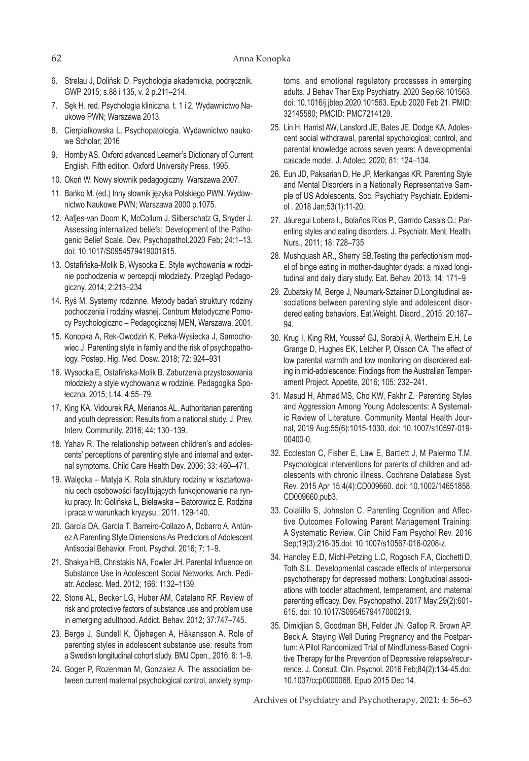6. Strelau J, Doliński D. Psychologia akademicka, podręcznik. GWP 2015; s.88 i 135, v. 2 p.211–214.
7. Sęk H. red. Psychologia kliniczna. t. 1 i 2, Wydawnictwo Naukowe PWN; Warszawa 2013.
8. Cierpiałkowska L. Psychopatologia. Wydawnictwo naukowe Scholar; 2016
9. Hornby AS. Oxford advanced Learner's Dictionary of Current English. Fifth edition. Oxford University Press. 1995.
10. Okoń W. Nowy słownik pedagogiczny. Warszawa 2007.
11. Bańko M. (ed.) Inny słownik języka Polskiego PWN. Wydawnictwo Naukowe PWN; Warszawa 2000 p.1075.
12. Aafjes-van Doorn K, McCollum J, Silberschatz G, Snyder J. Assessing internalized beliefs: Development of the Pathogenic Belief Scale. Dev. Psychopathol.2020 Feb; 24:1–13. doi: 10.1017/S0954579419001615.
13. Ostafińska-Molik B, Wysocka E. Style wychowania w rodzinie pochodzenia w percepcji młodzieży. Przegląd Pedagogiczny. 2014; 2:213–234
14. Ryś M. Systemy rodzinne. Metody badań struktury rodziny pochodzenia i rodziny własnej. Centrum Metodyczne Pomocy Psychologiczno – Pedagogicznej MEN, Warszawa, 2001.
15. Konopka A, Rek-Owodziń K, Pełka-Wysiecka J, Samochowiec J. Parenting style in family and the risk of psychopathology. Postep. Hig. Med. Dosw. 2018; 72: 924–931
16. Wysocka E, Ostafińska-Molik B. Zaburzenia przystosowania młodzieży a style wychowania w rodzinie. Pedagogika Społeczna. 2015; t.14, 4:55–79.
17. King KA, Vidourek RA, Merianos AL. Authoritarian parenting and youth depression: Results from a national study. J. Prev. Interv. Community. 2016; 44: 130–139.
18. Yahav R. The relationship between children's and adolescents' perceptions of parenting style and internal and external symptoms. Child Care Health Dev. 2006; 33: 460–471.
19. Walęcka – Matyja K. Rola struktury rodziny w kształtowaniu cech osobowości facylitujących funkcjonowanie na rynku pracy. In: Golińska L, Bielawska – Batorowicz E. Rodzina i praca w warunkach kryzysu.; 2011. 129-140.
20. García DA, García T, Barreiro-Collazo A, Dobarro A, Antúnez A.Parenting Style Dimensions As Predictors of Adolescent Antisocial Behavior. Front. Psychol. 2016; 7: 1–9.
21. Shakya HB, Christakis NA, Fowler JH. Parental Influence on Substance Use in Adolescent Social Networks. Arch. Pediatr. Adolesc. Med. 2012; 166: 1132–1139.
22. Stone AL, Becker LG, Huber AM, Catalano RF. Review of risk and protective factors of substance use and problem use in emerging adulthood. Addict. Behav. 2012; 37:747–745.
23. Berge J, Sundell K, Öjehagen A, Håkansson A. Role of parenting styles in adolescent substance use: results from a Swedish longitudinal cohort study. BMJ Open., 2016; 6: 1–9.
24. Goger P, Rozenman M, Gonzalez A. The association between current maternal psychological control, anxiety symptoms, and emotional regulatory processes in emerging adults. J Behav Ther Exp Psychiatry. 2020 Sep;68:101563. doi: 10.1016/j.jbtep.2020.101563. Epub 2020 Feb 21. PMID: 32145580; PMCID: PMC7214129.
25. Lin H, Harrist AW, Lansford JE, Bates JE, Dodge KA. Adolescent social withdrawal, parental spsychological; control, and parental knowledge across seven years: A developmental cascade model. J. Adolec, 2020; 81: 124–134.
26. Eun JD, Paksarian D, He JP, Merikangas KR. Parenting Style and Mental Disorders in a Nationally Representative Sample of US Adolescents. Soc. Psychiatry Psychiatr. Epidemiol . 2018 Jan;53(1):11-20.
27. Jáuregui Lobera I., Bolaños Ríos P., Garrido Casals O.: Parenting styles and eating disorders. J. Psychiatr. Ment. Health. Nurs., 2011; 18: 728–735
28. Mushquash AR., Sherry SB.Testing the perfectionism model of binge eating in mother-daughter dyads: a mixed longitudinal and daily diary study. Eat. Behav. 2013; 14: 171–9
29. Zubatsky M, Berge J, Neumark-Sztainer D.Longitudinal associations between parenting style and adolescent disordered eating behaviors. Eat.Weight. Disord., 2015; 20:187–94.
30. Krug I, King RM, Youssef GJ, Sorabji A, Wertheim E.H, Le Grange D, Hughes EK, Letcher P, Olsson CA. The effect of low parental warmth and low monitoring on disordered eating in mid-adolescence: Findings from the Australian Temperament Project. Appetite, 2016; 105: 232–241.
31. Masud H, Ahmad MS, Cho KW, Fakhr Z. Parenting Styles and Aggression Among Young Adolescents: A Systematic Review of Literature. Community Mental Health Journal, 2019 Aug;55(6):1015-1030. doi: 10.1007/s10597-019-00400-0.
32. Eccleston C, Fisher E, Law E, Bartlett J, M Palermo T.M. Psychological interventions for parents of children and adolescents with chronic illness. Cochrane Database Syst. Rev. 2015 Apr 15;4(4):CD009660. doi: 10.1002/14651858.CD009660.pub3.
33. Colalillo S, Johnston C. Parenting Cognition and Affective Outcomes Following Parent Management Training: A Systematic Review. Clin Child Fam Psychol Rev. 2016 Sep;19(3):216-35.doi: 10.1007/s10567-016-0208-z.
34. Handley E.D, Michl-Petzing L.C, Rogosch F.A, Cicchetti D, Toth S.L. Developmental cascade effects of interpersonal psychotherapy for depressed mothers: Longitudinal associations with toddler attachment, temperament, and maternal parenting efficacy. Dev. Psychopathol. 2017 May;29(2):601-615. doi: 10.1017/S0954579417000219.
35. Dimidjian S, Goodman SH, Felder JN, Gallop R, Brown AP, Beck A. Staying Well During Pregnancy and the Postpartum: A Pilot Randomized Trial of Mindfulness-Based Cognitive Therapy for the Prevention of Depressive relapse/recurrence. J. Consult. Clin. Psychol. 2016 Feb;84(2):134-45.doi: 10.1037/ccp0000068. Epub 2015 Dec 14.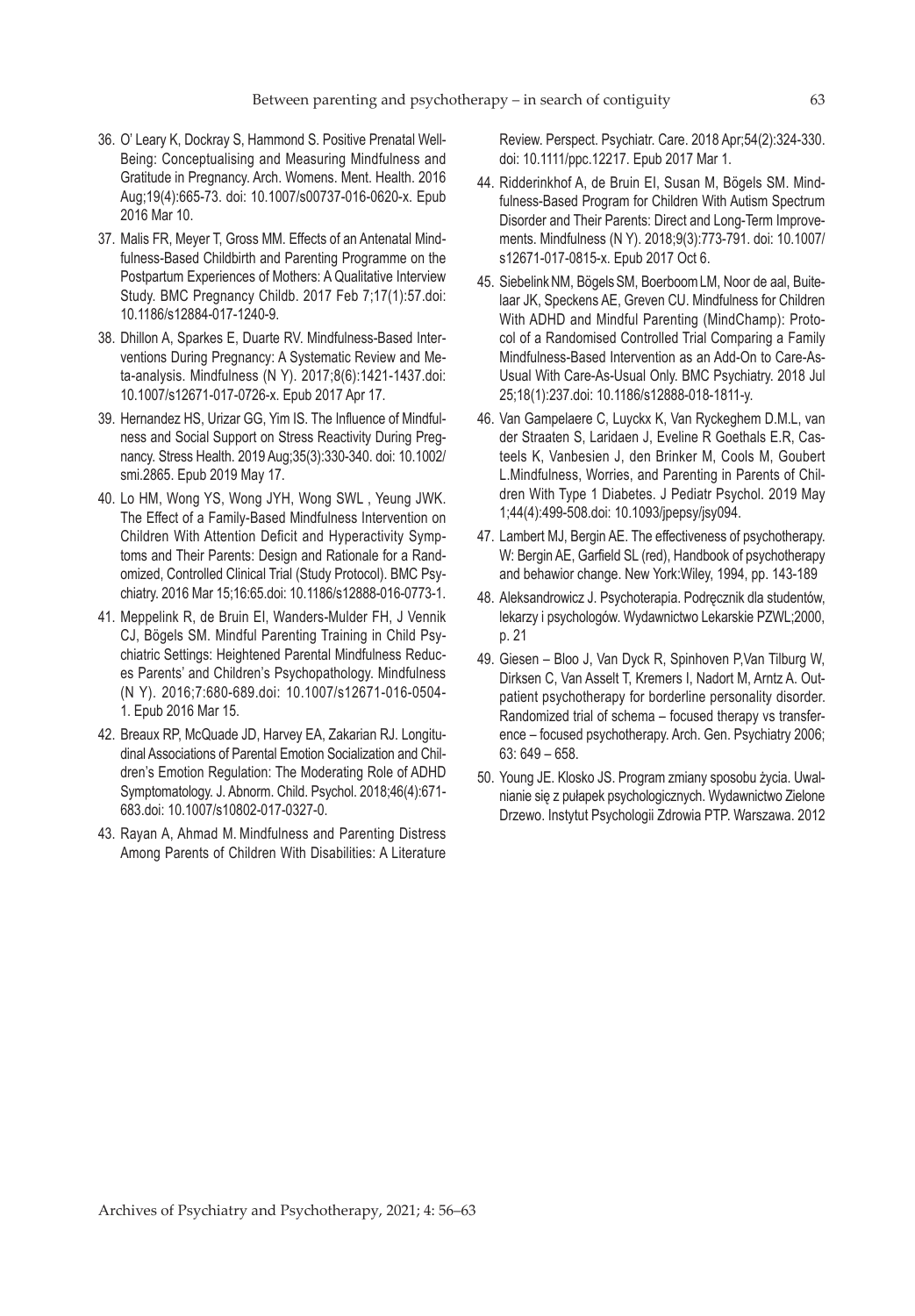36. O' Leary K, Dockray S, Hammond S. Positive Prenatal Well-Being: Conceptualising and Measuring Mindfulness and Gratitude in Pregnancy. Arch. Womens. Ment. Health. 2016 Aug;19(4):665-73. doi: 10.1007/s00737-016-0620-x. Epub 2016 Mar 10.
37. Malis FR, Meyer T, Gross MM. Effects of an Antenatal Mindfulness-Based Childbirth and Parenting Programme on the Postpartum Experiences of Mothers: A Qualitative Interview Study. BMC Pregnancy Childb. 2017 Feb 7;17(1):57.doi: 10.1186/s12884-017-1240-9.
38. Dhillon A, Sparkes E, Duarte RV. Mindfulness-Based Interventions During Pregnancy: A Systematic Review and Meta-analysis. Mindfulness (N Y). 2017;8(6):1421-1437.doi: 10.1007/s12671-017-0726-x. Epub 2017 Apr 17.
39. Hernandez HS, Urizar GG, Yim IS. The Influence of Mindfulness and Social Support on Stress Reactivity During Pregnancy. Stress Health. 2019 Aug;35(3):330-340. doi: 10.1002/smi.2865. Epub 2019 May 17.
40. Lo HM, Wong YS, Wong JYH, Wong SWL , Yeung JWK. The Effect of a Family-Based Mindfulness Intervention on Children With Attention Deficit and Hyperactivity Symptoms and Their Parents: Design and Rationale for a Randomized, Controlled Clinical Trial (Study Protocol). BMC Psychiatry. 2016 Mar 15;16:65.doi: 10.1186/s12888-016-0773-1.
41. Meppelink R, de Bruin EI, Wanders-Mulder FH, J Vennik CJ, Bögels SM. Mindful Parenting Training in Child Psychiatric Settings: Heightened Parental Mindfulness Reduces Parents' and Children's Psychopathology. Mindfulness (N Y). 2016;7:680-689.doi: 10.1007/s12671-016-0504-1. Epub 2016 Mar 15.
42. Breaux RP, McQuade JD, Harvey EA, Zakarian RJ. Longitudinal Associations of Parental Emotion Socialization and Children's Emotion Regulation: The Moderating Role of ADHD Symptomatology. J. Abnorm. Child. Psychol. 2018;46(4):671-683.doi: 10.1007/s10802-017-0327-0.
43. Rayan A, Ahmad M. Mindfulness and Parenting Distress Among Parents of Children With Disabilities: A Literature Review. Perspect. Psychiatr. Care. 2018 Apr;54(2):324-330. doi: 10.1111/ppc.12217. Epub 2017 Mar 1.
44. Ridderinkhof A, de Bruin EI, Susan M, Bögels SM. Mindfulness-Based Program for Children With Autism Spectrum Disorder and Their Parents: Direct and Long-Term Improvements. Mindfulness (N Y). 2018;9(3):773-791. doi: 10.1007/s12671-017-0815-x. Epub 2017 Oct 6.
45. Siebelink NM, Bögels SM, Boerboom LM, Noor de aal, Buitelaar JK, Speckens AE, Greven CU. Mindfulness for Children With ADHD and Mindful Parenting (MindChamp): Protocol of a Randomised Controlled Trial Comparing a Family Mindfulness-Based Intervention as an Add-On to Care-As-Usual With Care-As-Usual Only. BMC Psychiatry. 2018 Jul 25;18(1):237.doi: 10.1186/s12888-018-1811-y.
46. Van Gampelaere C, Luyckx K, Van Ryckeghem D.M.L, van der Straaten S, Laridaen J, Eveline R Goethals E.R, Casteels K, Vanbesien J, den Brinker M, Cools M, Goubert L.Mindfulness, Worries, and Parenting in Parents of Children With Type 1 Diabetes. J Pediatr Psychol. 2019 May 1;44(4):499-508.doi: 10.1093/jpepsy/jsy094.
47. Lambert MJ, Bergin AE. The effectiveness of psychotherapy. W: Bergin AE, Garfield SL (red), Handbook of psychotherapy and behawior change. New York:Wiley, 1994, pp. 143-189
48. Aleksandrowicz J. Psychoterapia. Podręcznik dla studentów, lekarzy i psychologów. Wydawnictwo Lekarskie PZWL;2000, p. 21
49. Giesen – Bloo J, Van Dyck R, Spinhoven P,Van Tilburg W, Dirksen C, Van Asselt T, Kremers I, Nadort M, Arntz A. Outpatient psychotherapy for borderline personality disorder. Randomized trial of schema – focused therapy vs transference – focused psychotherapy. Arch. Gen. Psychiatry 2006; 63: 649 – 658.
50. Young JE. Klosko JS. Program zmiany sposobu życia. Uwalnianie się z pułapek psychologicznych. Wydawnictwo Zielone Drzewo. Instytut Psychologii Zdrowia PTP. Warszawa. 2012